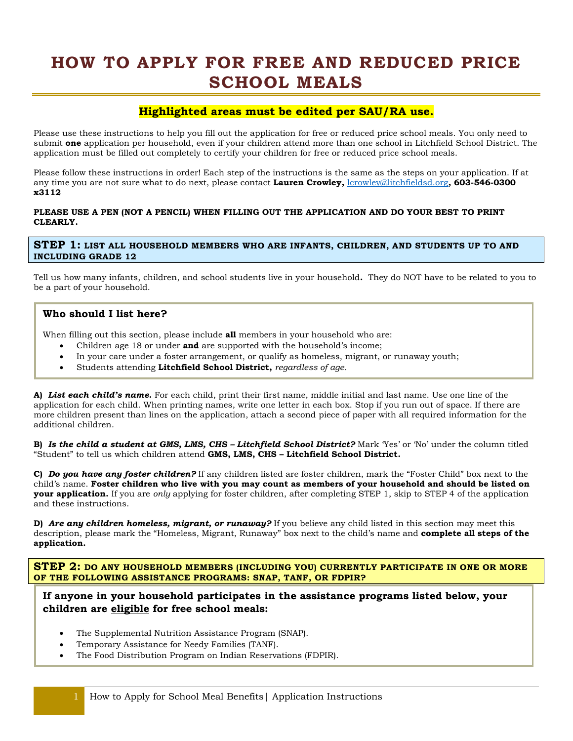# HOW TO APPLY FOR FREE AND REDUCED PRICE SCHOOL MEALS

**Highlighted areas must be edited per SAU/RA use.**

Please use these instructions to help you fill out the application for free or reduced price school meals. You only need to submit **one** application per household, even if your children attend more than one school in Litchfield School District. The application must be filled out completely to certify your children for free or reduced price school meals.

Please follow these instructions in order! Each step of the instructions is the same as the steps on your application. If at any time you are not sure what to do next, please contact **Lauren Crowley,** lcrowley@litchfieldsd.org**, 603-546-0300 x3112**

**PLEASE USE A PEN (NOT A PENCIL) WHEN FILLING OUT THE APPLICATION AND DO YOUR BEST TO PRINT CLEARLY.**

## STEP 1: LIST ALL HOUSEHOLD MEMBERS WHO ARE INFANTS, CHILDREN, AND STUDENTS UP TO AND INCLUDING GRADE 12

Tell us how many infants, children, and school students live in your household**.** They do NOT have to be related to you to be a part of your household.

### Who should I list here?

When filling out this section, please include **all** members in your household who are:

- Children age 18 or under **and** are supported with the household's income;
- In your care under a foster arrangement, or qualify as homeless, migrant, or runaway youth;
- Students attending **Litchfield School District,** *regardless of age.*

**A)** ***List each child's name.*** For each child, print their first name, middle initial and last name. Use one line of the application for each child. When printing names, write one letter in each box. Stop if you run out of space. If there are more children present than lines on the application, attach a second piece of paper with all required information for the additional children.

**B)** ***Is the child a student at GMS, LMS, CHS – Litchfield School District?*** Mark 'Yes' or 'No' under the column titled "Student" to tell us which children attend **GMS, LMS, CHS – Litchfield School District.**

**C)** ***Do you have any foster children?*** If any children listed are foster children, mark the "Foster Child" box next to the child's name. **Foster children who live with you may count as members of your household and should be listed on your application.** If you are *only* applying for foster children, after completing STEP 1, skip to STEP 4 of the application and these instructions.

**D)** ***Are any children homeless, migrant, or runaway?*** If you believe any child listed in this section may meet this description, please mark the "Homeless, Migrant, Runaway" box next to the child's name and **complete all steps of the application.**

## STEP 2: DO ANY HOUSEHOLD MEMBERS (INCLUDING YOU) CURRENTLY PARTICIPATE IN ONE OR MORE OF THE FOLLOWING ASSISTANCE PROGRAMS: SNAP, TANF, OR FDPIR?

### If anyone in your household participates in the assistance programs listed below, your children are eligible for free school meals:

- The Supplemental Nutrition Assistance Program (SNAP).
- Temporary Assistance for Needy Families (TANF).
- The Food Distribution Program on Indian Reservations (FDPIR).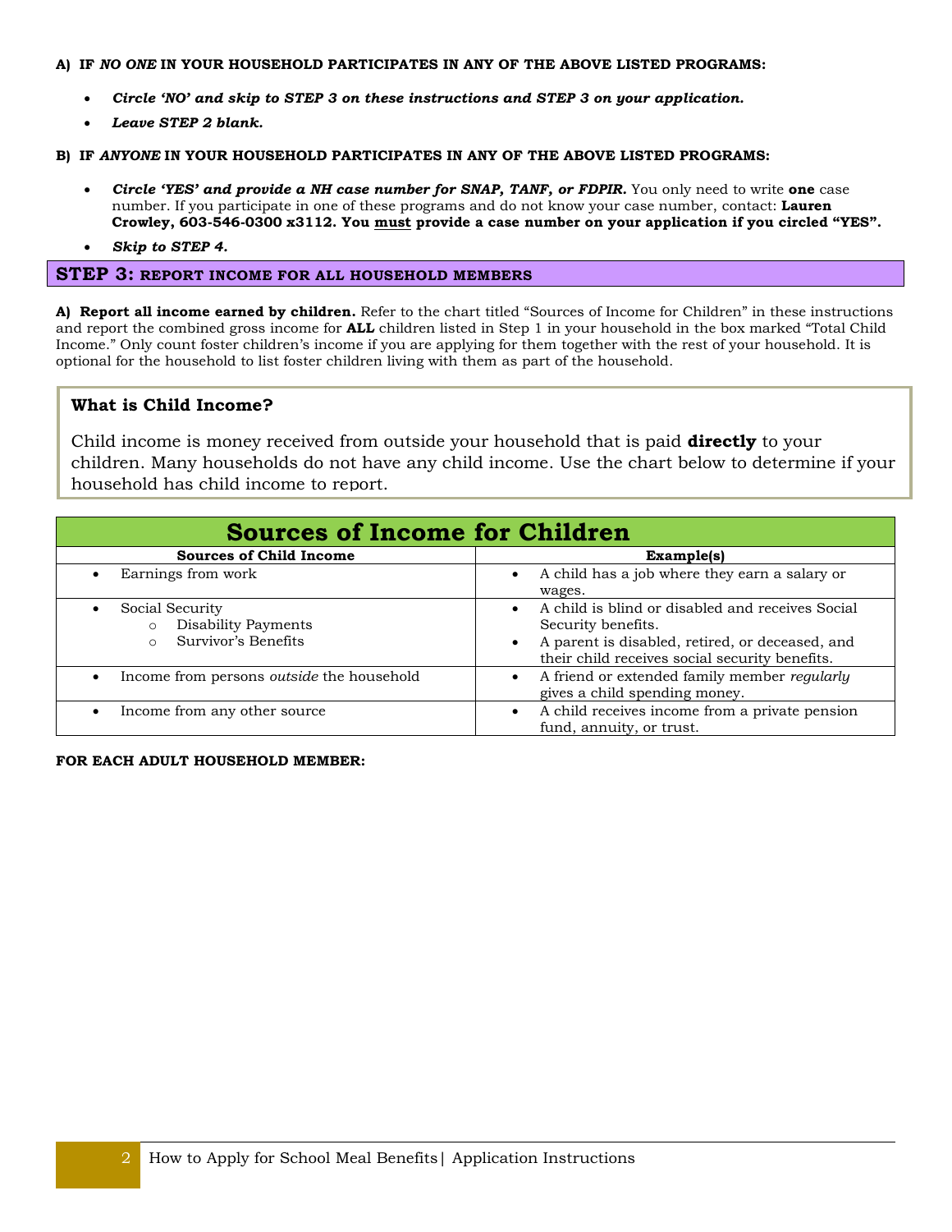**A) IF *NO ONE* IN YOUR HOUSEHOLD PARTICIPATES IN ANY OF THE ABOVE LISTED PROGRAMS:**

- ***Circle 'NO' and skip to STEP 3 on these instructions and STEP 3 on your application.***
- ***Leave STEP 2 blank.***

**B) IF *ANYONE* IN YOUR HOUSEHOLD PARTICIPATES IN ANY OF THE ABOVE LISTED PROGRAMS:**

- ***Circle 'YES' and provide a NH case number for SNAP, TANF, or FDPIR.*** You only need to write **one** case number. If you participate in one of these programs and do not know your case number, contact: **Lauren Crowley, 603-546-0300 x3112. You must provide a case number on your application if you circled "YES".**
- ***Skip to STEP 4.***

## STEP 3: REPORT INCOME FOR ALL HOUSEHOLD MEMBERS

**A) Report all income earned by children.** Refer to the chart titled "Sources of Income for Children" in these instructions and report the combined gross income for **ALL** children listed in Step 1 in your household in the box marked "Total Child Income." Only count foster children's income if you are applying for them together with the rest of your household. It is optional for the household to list foster children living with them as part of the household.

### What is Child Income?

Child income is money received from outside your household that is paid **directly** to your children. Many households do not have any child income. Use the chart below to determine if your household has child income to report.

## Sources of Income for Children

| Sources of Child Income | Example(s) |
|---|---|
| • Earnings from work | • A child has a job where they earn a salary or wages. |
| • Social Security<br>  ○ Disability Payments<br>  ○ Survivor's Benefits | • A child is blind or disabled and receives Social Security benefits.<br>• A parent is disabled, retired, or deceased, and their child receives social security benefits. |
| • Income from persons *outside* the household | • A friend or extended family member *regularly* gives a child spending money. |
| • Income from any other source | • A child receives income from a private pension fund, annuity, or trust. |

**FOR EACH ADULT HOUSEHOLD MEMBER:**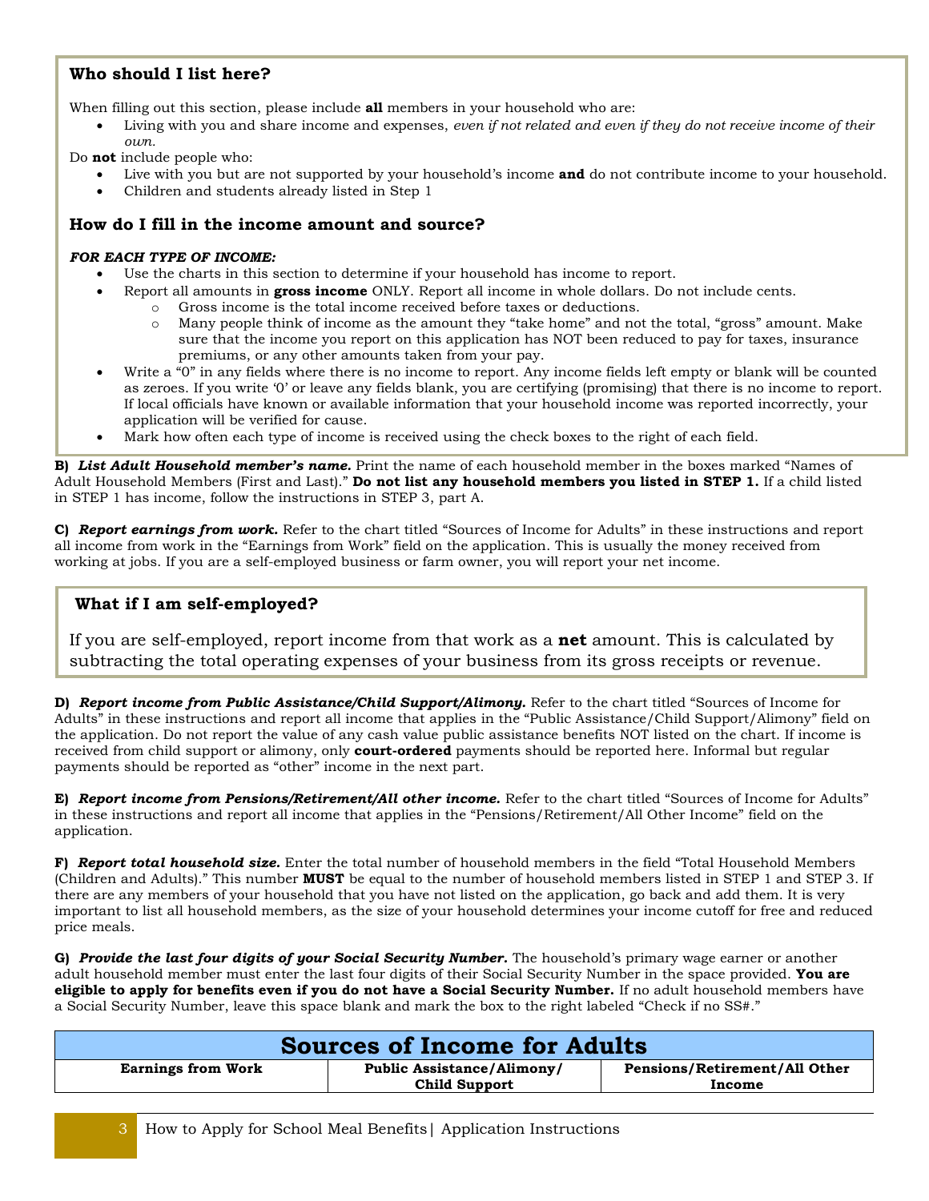### Who should I list here?

When filling out this section, please include **all** members in your household who are:

- Living with you and share income and expenses, *even if not related and even if they do not receive income of their own.*

Do **not** include people who:

- Live with you but are not supported by your household's income **and** do not contribute income to your household.
- Children and students already listed in Step 1

### How do I fill in the income amount and source?

***FOR EACH TYPE OF INCOME:***

- Use the charts in this section to determine if your household has income to report.
- Report all amounts in **gross income** ONLY. Report all income in whole dollars. Do not include cents.
  - Gross income is the total income received before taxes or deductions.
  - Many people think of income as the amount they "take home" and not the total, "gross" amount. Make sure that the income you report on this application has NOT been reduced to pay for taxes, insurance premiums, or any other amounts taken from your pay.
- Write a "0" in any fields where there is no income to report. Any income fields left empty or blank will be counted as zeroes. If you write '0' or leave any fields blank, you are certifying (promising) that there is no income to report. If local officials have known or available information that your household income was reported incorrectly, your application will be verified for cause.
- Mark how often each type of income is received using the check boxes to the right of each field.

**B)** ***List Adult Household member's name.*** Print the name of each household member in the boxes marked "Names of Adult Household Members (First and Last)." **Do not list any household members you listed in STEP 1.** If a child listed in STEP 1 has income, follow the instructions in STEP 3, part A.

**C)** ***Report earnings from work.*** Refer to the chart titled "Sources of Income for Adults" in these instructions and report all income from work in the "Earnings from Work" field on the application. This is usually the money received from working at jobs. If you are a self-employed business or farm owner, you will report your net income.

### What if I am self-employed?

If you are self-employed, report income from that work as a **net** amount. This is calculated by subtracting the total operating expenses of your business from its gross receipts or revenue.

**D)** ***Report income from Public Assistance/Child Support/Alimony.*** Refer to the chart titled "Sources of Income for Adults" in these instructions and report all income that applies in the "Public Assistance/Child Support/Alimony" field on the application. Do not report the value of any cash value public assistance benefits NOT listed on the chart. If income is received from child support or alimony, only **court-ordered** payments should be reported here. Informal but regular payments should be reported as "other" income in the next part.

**E)** ***Report income from Pensions/Retirement/All other income.*** Refer to the chart titled "Sources of Income for Adults" in these instructions and report all income that applies in the "Pensions/Retirement/All Other Income" field on the application.

**F)** ***Report total household size.*** Enter the total number of household members in the field "Total Household Members (Children and Adults)." This number **MUST** be equal to the number of household members listed in STEP 1 and STEP 3. If there are any members of your household that you have not listed on the application, go back and add them. It is very important to list all household members, as the size of your household determines your income cutoff for free and reduced price meals.

**G)** ***Provide the last four digits of your Social Security Number.*** The household's primary wage earner or another adult household member must enter the last four digits of their Social Security Number in the space provided. **You are eligible to apply for benefits even if you do not have a Social Security Number.** If no adult household members have a Social Security Number, leave this space blank and mark the box to the right labeled "Check if no SS#."

## Sources of Income for Adults

| Earnings from Work | Public Assistance/Alimony/ Child Support | Pensions/Retirement/All Other Income |
|---|---|---|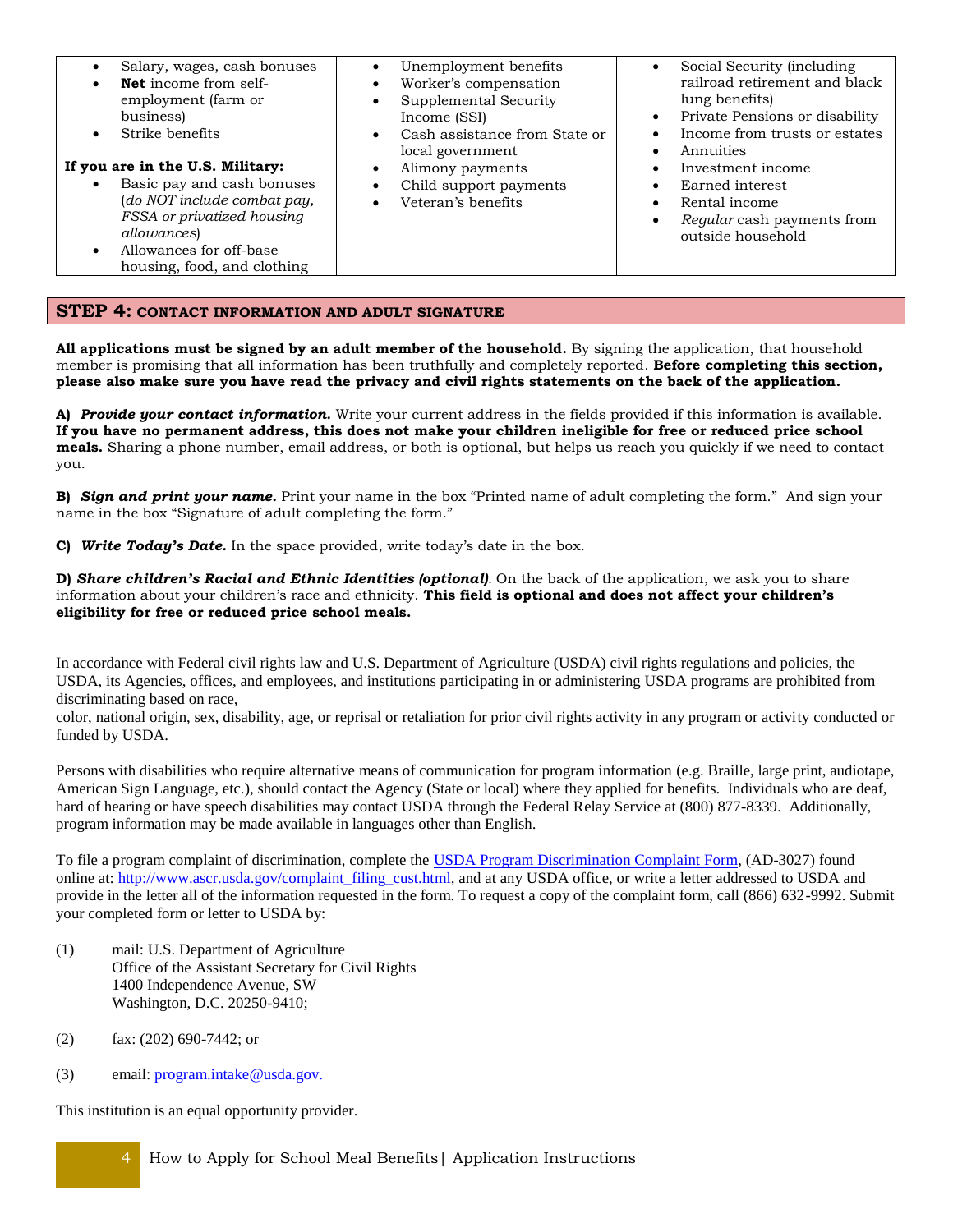| | | |
|---|---|---|
| • Salary, wages, cash bonuses<br>• **Net** income from self-employment (farm or business)<br>• Strike benefits<br><br>**If you are in the U.S. Military:**<br>• Basic pay and cash bonuses (*do NOT include combat pay, FSSA or privatized housing allowances*)<br>• Allowances for off-base housing, food, and clothing | • Unemployment benefits<br>• Worker's compensation<br>• Supplemental Security Income (SSI)<br>• Cash assistance from State or local government<br>• Alimony payments<br>• Child support payments<br>• Veteran's benefits | • Social Security (including railroad retirement and black lung benefits)<br>• Private Pensions or disability<br>• Income from trusts or estates<br>• Annuities<br>• Investment income<br>• Earned interest<br>• Rental income<br>• *Regular* cash payments from outside household |

## STEP 4: CONTACT INFORMATION AND ADULT SIGNATURE

**All applications must be signed by an adult member of the household.** By signing the application, that household member is promising that all information has been truthfully and completely reported. **Before completing this section, please also make sure you have read the privacy and civil rights statements on the back of the application.**

**A)** ***Provide your contact information.*** Write your current address in the fields provided if this information is available. **If you have no permanent address, this does not make your children ineligible for free or reduced price school meals.** Sharing a phone number, email address, or both is optional, but helps us reach you quickly if we need to contact you.

**B)** ***Sign and print your name.*** Print your name in the box "Printed name of adult completing the form." And sign your name in the box "Signature of adult completing the form."

**C)** ***Write Today's Date.*** In the space provided, write today's date in the box.

**D)** ***Share children's Racial and Ethnic Identities (optional)***. On the back of the application, we ask you to share information about your children's race and ethnicity. **This field is optional and does not affect your children's eligibility for free or reduced price school meals.**

In accordance with Federal civil rights law and U.S. Department of Agriculture (USDA) civil rights regulations and policies, the USDA, its Agencies, offices, and employees, and institutions participating in or administering USDA programs are prohibited from discriminating based on race,
color, national origin, sex, disability, age, or reprisal or retaliation for prior civil rights activity in any program or activity conducted or funded by USDA.

Persons with disabilities who require alternative means of communication for program information (e.g. Braille, large print, audiotape, American Sign Language, etc.), should contact the Agency (State or local) where they applied for benefits. Individuals who are deaf, hard of hearing or have speech disabilities may contact USDA through the Federal Relay Service at (800) 877-8339. Additionally, program information may be made available in languages other than English.

To file a program complaint of discrimination, complete the USDA Program Discrimination Complaint Form, (AD-3027) found online at: http://www.ascr.usda.gov/complaint_filing_cust.html, and at any USDA office, or write a letter addressed to USDA and provide in the letter all of the information requested in the form. To request a copy of the complaint form, call (866) 632-9992. Submit your completed form or letter to USDA by:

(1) mail: U.S. Department of Agriculture
Office of the Assistant Secretary for Civil Rights
1400 Independence Avenue, SW
Washington, D.C. 20250-9410;

(2) fax: (202) 690-7442; or

(3) email: program.intake@usda.gov.

This institution is an equal opportunity provider.